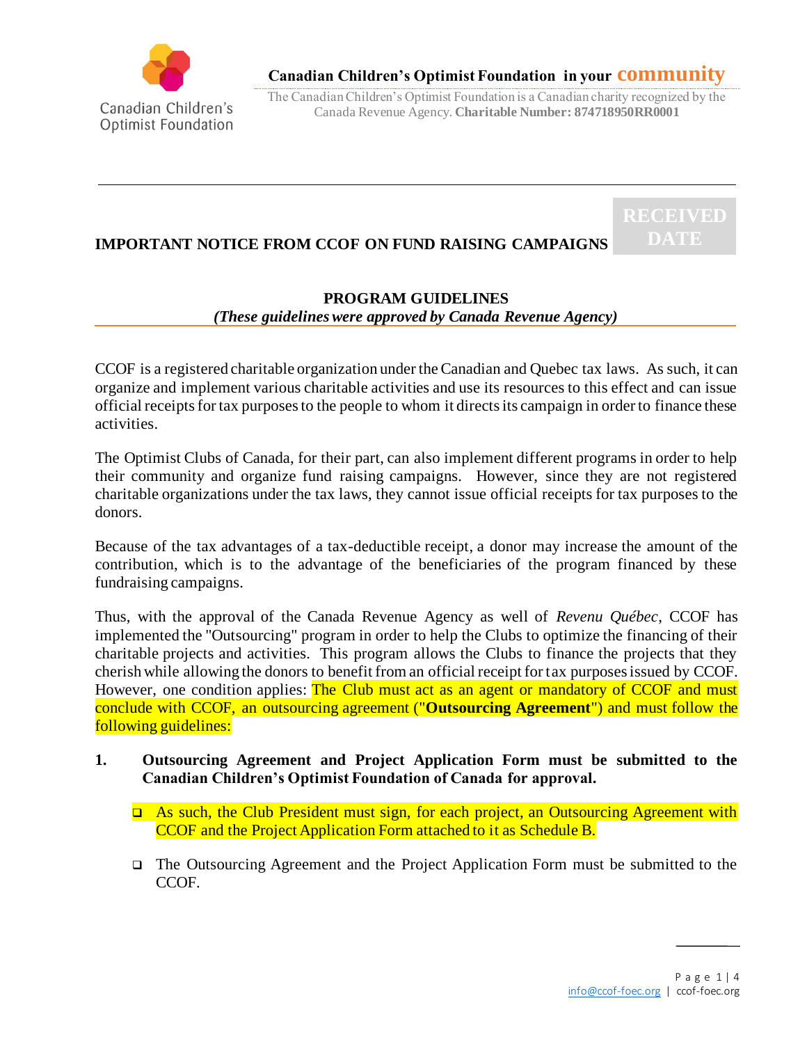Canadian Children's Optimist Foundation

**Canadian Children's Optimist Foundation in your community**

The Canadian Children's Optimist Foundation is a Canadian charity recognized by the Canada Revenue Agency. **Charitable Number: 874718950RR0001**

---

**RECEIVED DATE**

## IMPORTANT NOTICE FROM CCOF ON FUND RAISING CAMPAIGNS

### PROGRAM GUIDELINES

***(These guidelines were approved by Canada Revenue Agency)***

CCOF is a registered charitable organization under the Canadian and Quebec tax laws. As such, it can organize and implement various charitable activities and use its resources to this effect and can issue official receipts for tax purposes to the people to whom it directs its campaign in order to finance these activities.

The Optimist Clubs of Canada, for their part, can also implement different programs in order to help their community and organize fund raising campaigns. However, since they are not registered charitable organizations under the tax laws, they cannot issue official receipts for tax purposes to the donors.

Because of the tax advantages of a tax-deductible receipt, a donor may increase the amount of the contribution, which is to the advantage of the beneficiaries of the program financed by these fundraising campaigns.

Thus, with the approval of the Canada Revenue Agency as well of *Revenu Québec*, CCOF has implemented the "Outsourcing" program in order to help the Clubs to optimize the financing of their charitable projects and activities. This program allows the Clubs to finance the projects that they cherish while allowing the donors to benefit from an official receipt for tax purposes issued by CCOF. However, one condition applies: The Club must act as an agent or mandatory of CCOF and must conclude with CCOF, an outsourcing agreement ("**Outsourcing Agreement**") and must follow the following guidelines:

1. **Outsourcing Agreement and Project Application Form must be submitted to the Canadian Children's Optimist Foundation of Canada for approval.**

   - As such, the Club President must sign, for each project, an Outsourcing Agreement with CCOF and the Project Application Form attached to it as Schedule B.
   - The Outsourcing Agreement and the Project Application Form must be submitted to the CCOF.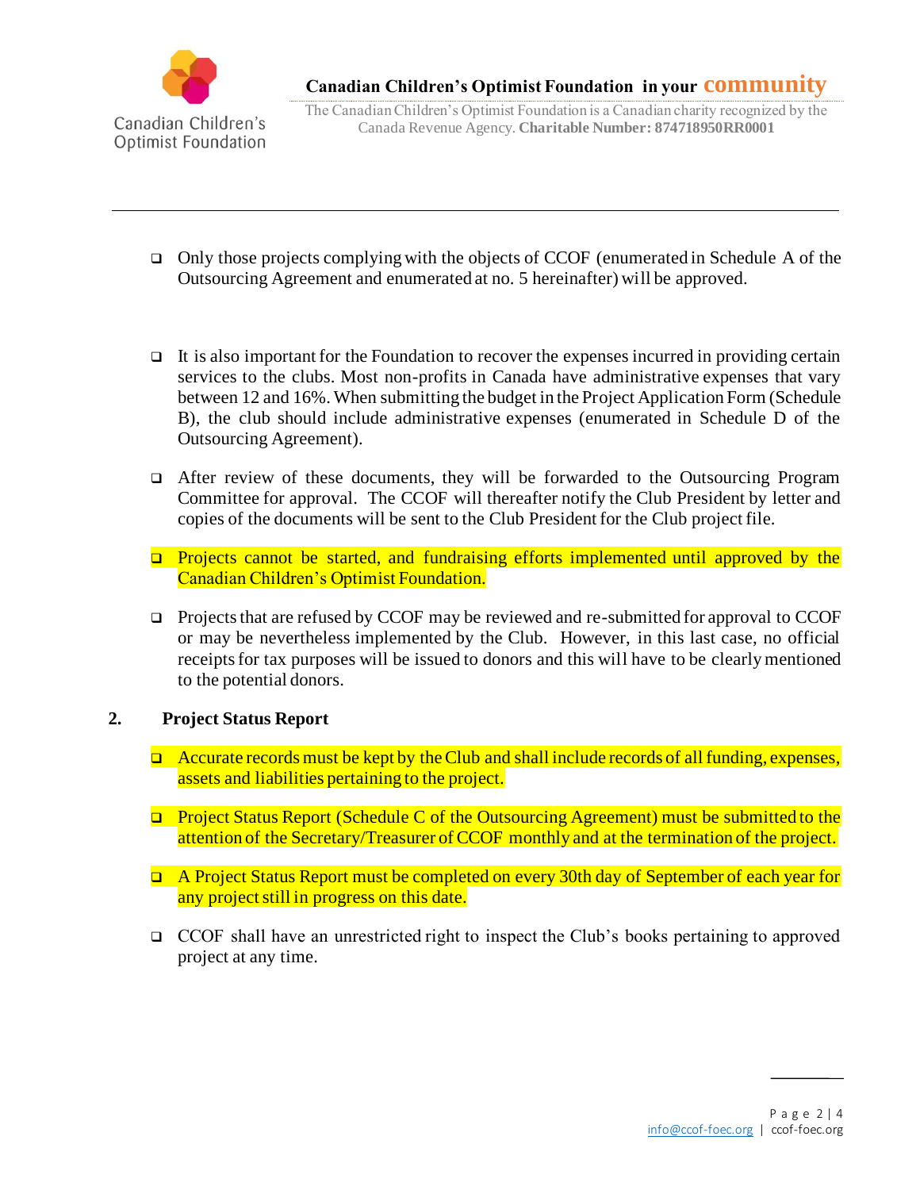- Only those projects complying with the objects of CCOF (enumerated in Schedule A of the Outsourcing Agreement and enumerated at no. 5 hereinafter) will be approved.

- It is also important for the Foundation to recover the expenses incurred in providing certain services to the clubs. Most non-profits in Canada have administrative expenses that vary between 12 and 16%. When submitting the budget in the Project Application Form (Schedule B), the club should include administrative expenses (enumerated in Schedule D of the Outsourcing Agreement).

- After review of these documents, they will be forwarded to the Outsourcing Program Committee for approval. The CCOF will thereafter notify the Club President by letter and copies of the documents will be sent to the Club President for the Club project file.

- Projects cannot be started, and fundraising efforts implemented until approved by the Canadian Children's Optimist Foundation.

- Projects that are refused by CCOF may be reviewed and re-submitted for approval to CCOF or may be nevertheless implemented by the Club. However, in this last case, no official receipts for tax purposes will be issued to donors and this will have to be clearly mentioned to the potential donors.

## 2. Project Status Report

- Accurate records must be kept by the Club and shall include records of all funding, expenses, assets and liabilities pertaining to the project.

- Project Status Report (Schedule C of the Outsourcing Agreement) must be submitted to the attention of the Secretary/Treasurer of CCOF monthly and at the termination of the project.

- A Project Status Report must be completed on every 30th day of September of each year for any project still in progress on this date.

- CCOF shall have an unrestricted right to inspect the Club's books pertaining to approved project at any time.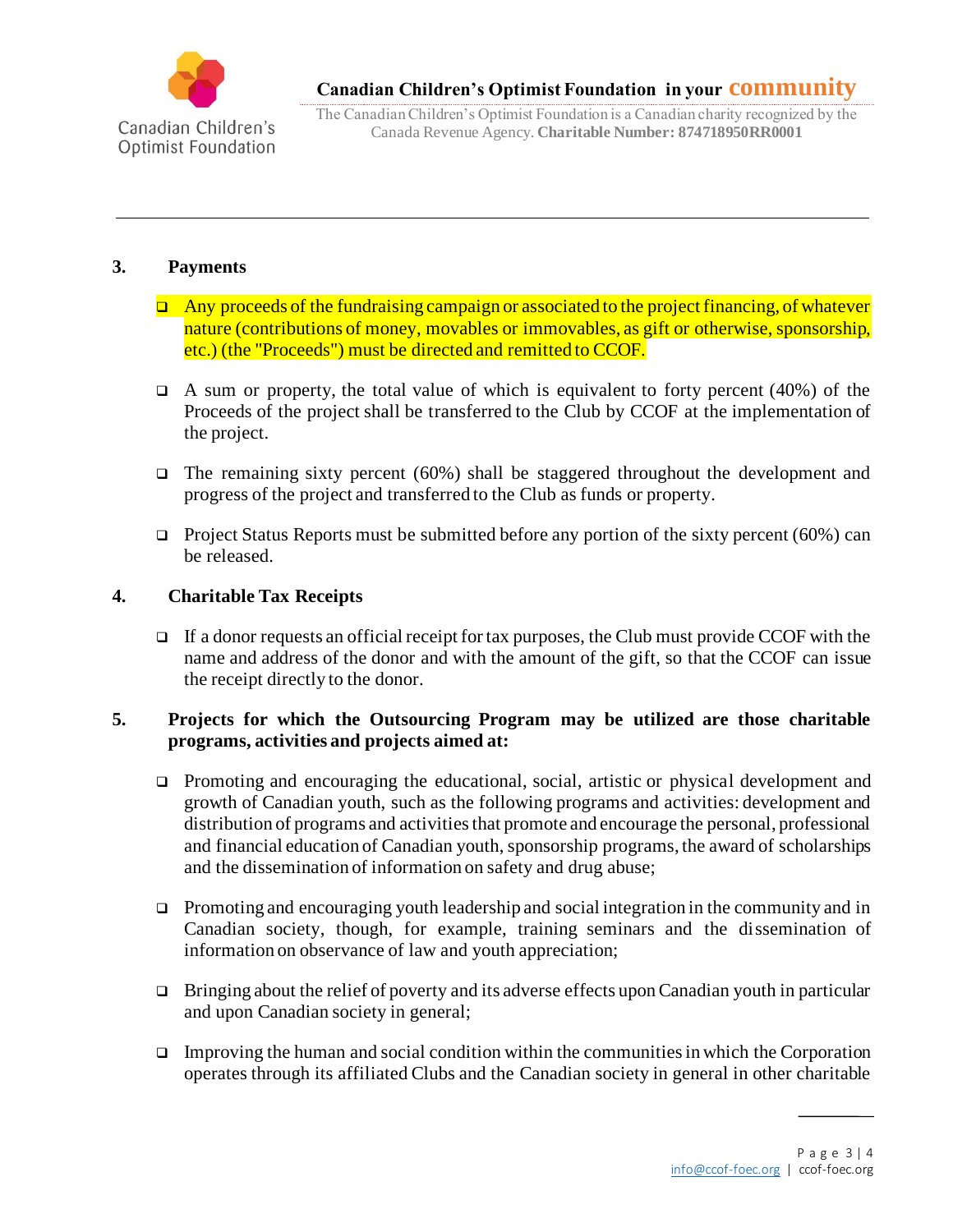## 3. Payments

- Any proceeds of the fundraising campaign or associated to the project financing, of whatever nature (contributions of money, movables or immovables, as gift or otherwise, sponsorship, etc.) (the "Proceeds") must be directed and remitted to CCOF.
- A sum or property, the total value of which is equivalent to forty percent (40%) of the Proceeds of the project shall be transferred to the Club by CCOF at the implementation of the project.
- The remaining sixty percent (60%) shall be staggered throughout the development and progress of the project and transferred to the Club as funds or property.
- Project Status Reports must be submitted before any portion of the sixty percent (60%) can be released.

## 4. Charitable Tax Receipts

- If a donor requests an official receipt for tax purposes, the Club must provide CCOF with the name and address of the donor and with the amount of the gift, so that the CCOF can issue the receipt directly to the donor.

## 5. Projects for which the Outsourcing Program may be utilized are those charitable programs, activities and projects aimed at:

- Promoting and encouraging the educational, social, artistic or physical development and growth of Canadian youth, such as the following programs and activities: development and distribution of programs and activities that promote and encourage the personal, professional and financial education of Canadian youth, sponsorship programs, the award of scholarships and the dissemination of information on safety and drug abuse;
- Promoting and encouraging youth leadership and social integration in the community and in Canadian society, though, for example, training seminars and the dissemination of information on observance of law and youth appreciation;
- Bringing about the relief of poverty and its adverse effects upon Canadian youth in particular and upon Canadian society in general;
- Improving the human and social condition within the communities in which the Corporation operates through its affiliated Clubs and the Canadian society in general in other charitable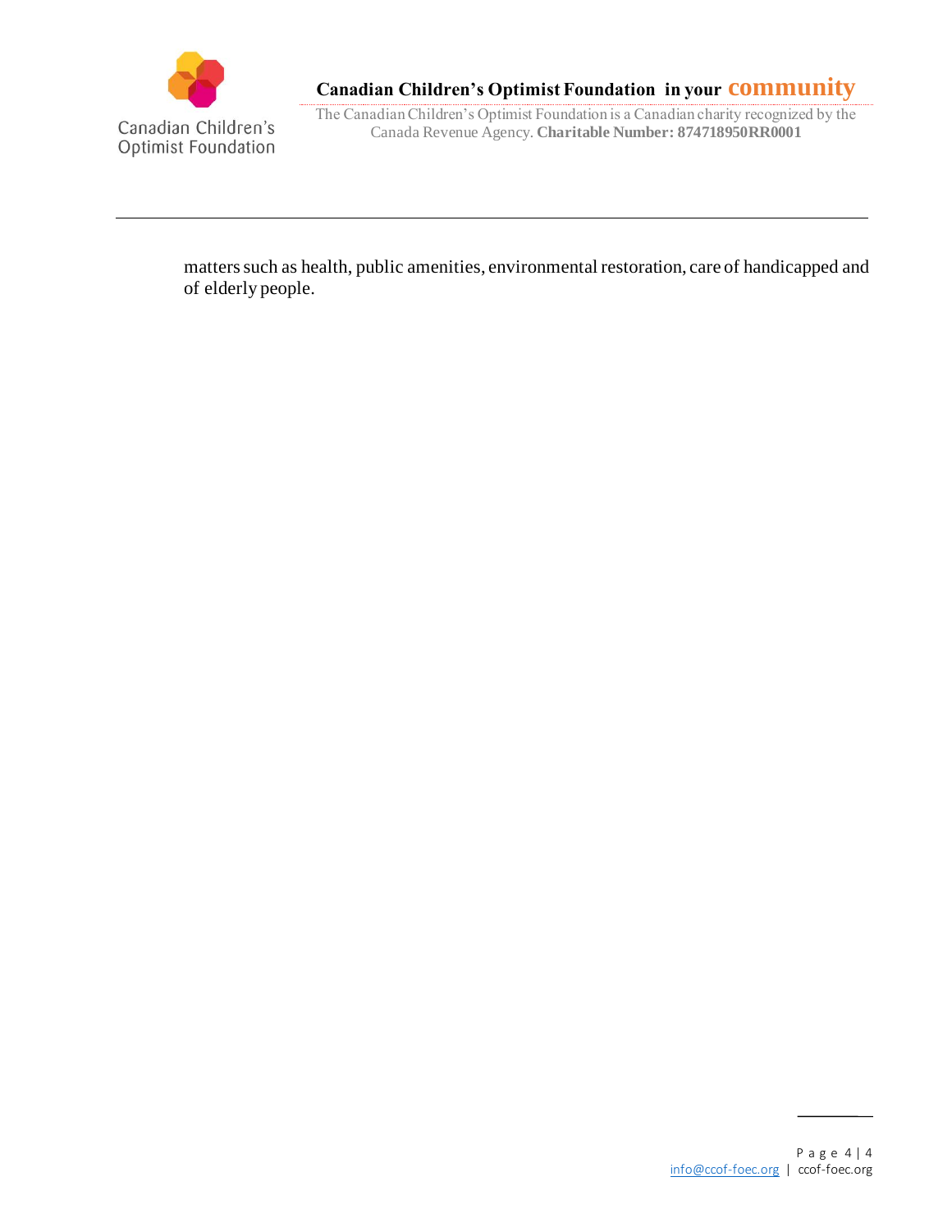matters such as health, public amenities, environmental restoration, care of handicapped and of elderly people.